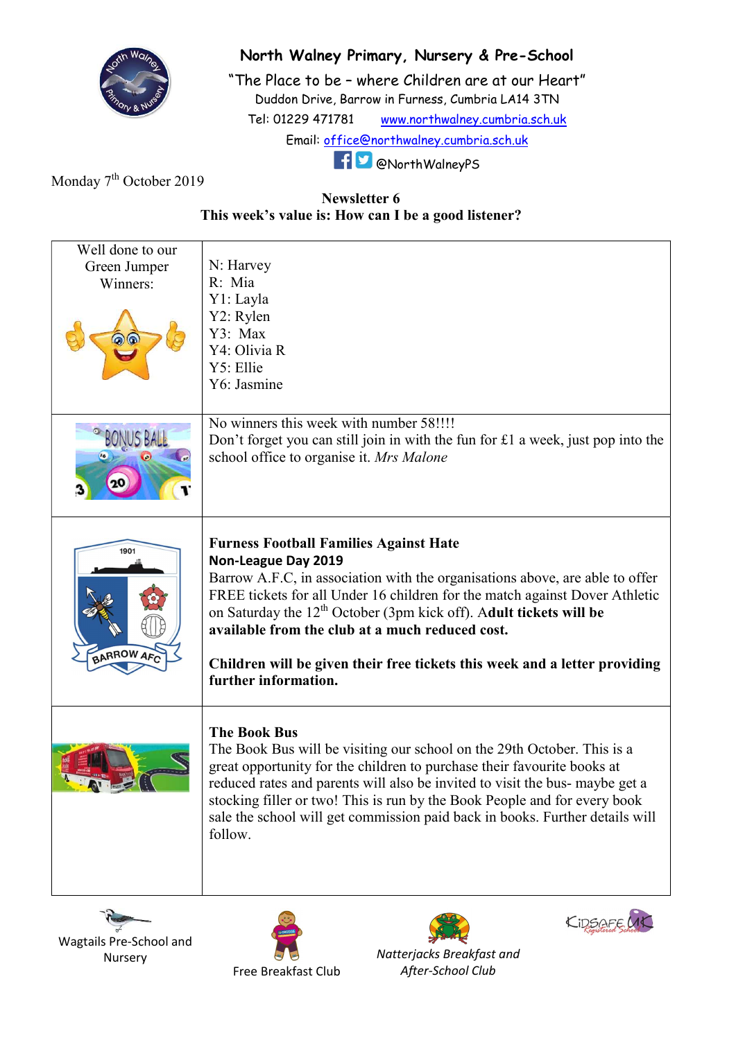# North Walney Primary, Nursery & Pre-School

"The Place to be – where Children are at our Heart"

Duddon Drive, Barrow in Furness, Cumbria LA14 3TN

Tel: 01229 471781 www.northwalney.cumbria.sch.uk

Email: office@northwalney.cumbria.sch.uk

@NorthWalneyPS

Monday 7th October 2019

**Newsletter 6**

**This week's value is: How can I be a good listener?**

| | |
|---|---|
| Well done to our Green Jumper Winners: | N: Harvey<br>R: Mia<br>Y1: Layla<br>Y2: Rylen<br>Y3: Max<br>Y4: Olivia R<br>Y5: Ellie<br>Y6: Jasmine |
| | No winners this week with number 58!!!!<br>Don't forget you can still join in with the fun for £1 a week, just pop into the school office to organise it. *Mrs Malone* |
| | **Furness Football Families Against Hate**<br>**Non-League Day 2019**<br>Barrow A.F.C, in association with the organisations above, are able to offer FREE tickets for all Under 16 children for the match against Dover Athletic on Saturday the 12th October (3pm kick off). A**dult tickets will be available from the club at a much reduced cost.**<br><br>**Children will be given their free tickets this week and a letter providing further information.** |
| | **The Book Bus**<br>The Book Bus will be visiting our school on the 29th October. This is a great opportunity for the children to purchase their favourite books at reduced rates and parents will also be invited to visit the bus- maybe get a stocking filler or two! This is run by the Book People and for every book sale the school will get commission paid back in books. Further details will follow. |

Wagtails Pre-School and Nursery

Free Breakfast Club

*Natterjacks Breakfast and After-School Club*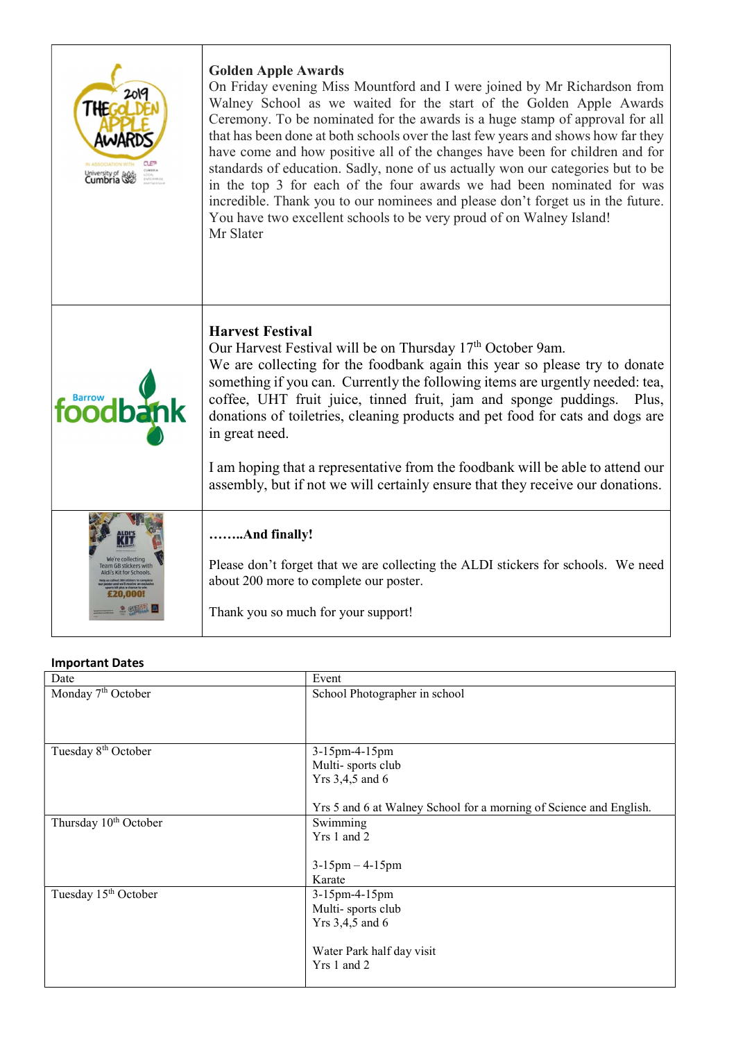### Golden Apple Awards

On Friday evening Miss Mountford and I were joined by Mr Richardson from Walney School as we waited for the start of the Golden Apple Awards Ceremony. To be nominated for the awards is a huge stamp of approval for all that has been done at both schools over the last few years and shows how far they have come and how positive all of the changes have been for children and for standards of education. Sadly, none of us actually won our categories but to be in the top 3 for each of the four awards we had been nominated for was incredible. Thank you to our nominees and please don't forget us in the future. You have two excellent schools to be very proud of on Walney Island!

Mr Slater

### Harvest Festival

Our Harvest Festival will be on Thursday 17th October 9am.

We are collecting for the foodbank again this year so please try to donate something if you can. Currently the following items are urgently needed: tea, coffee, UHT fruit juice, tinned fruit, jam and sponge puddings. Plus, donations of toiletries, cleaning products and pet food for cats and dogs are in great need.

I am hoping that a representative from the foodbank will be able to attend our assembly, but if not we will certainly ensure that they receive our donations.

### ……..And finally!

Please don't forget that we are collecting the ALDI stickers for schools. We need about 200 more to complete our poster.

Thank you so much for your support!

**Important Dates**

| Date | Event |
|---|---|
| Monday 7th October | School Photographer in school |
| Tuesday 8th October | 3-15pm-4-15pm<br>Multi- sports club<br>Yrs 3,4,5 and 6<br><br>Yrs 5 and 6 at Walney School for a morning of Science and English. |
| Thursday 10th October | Swimming<br>Yrs 1 and 2<br><br>3-15pm – 4-15pm<br>Karate |
| Tuesday 15th October | 3-15pm-4-15pm<br>Multi- sports club<br>Yrs 3,4,5 and 6<br><br>Water Park half day visit<br>Yrs 1 and 2 |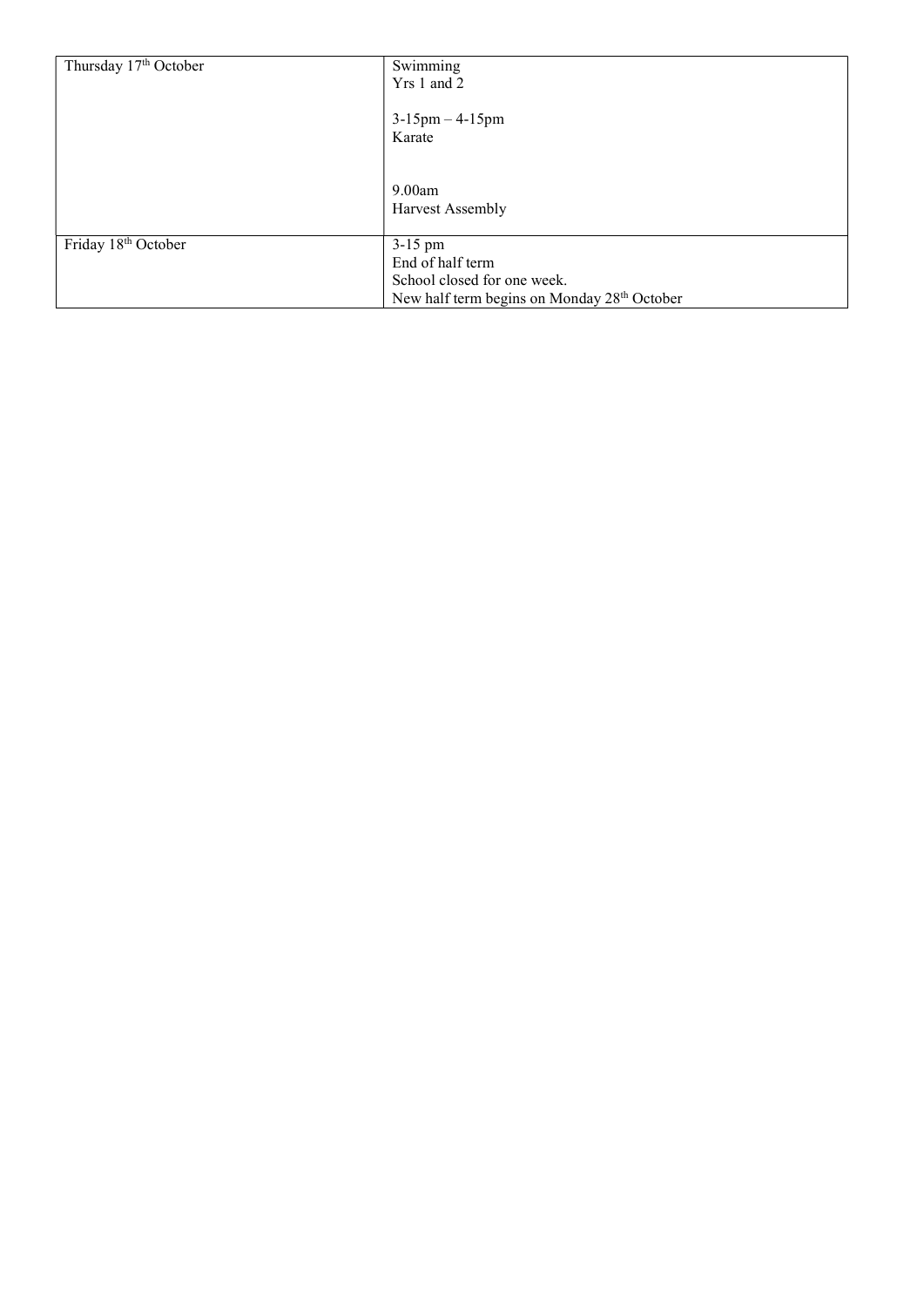| | |
|---|---|
| Thursday 17th October | Swimming<br>Yrs 1 and 2<br><br>3-15pm – 4-15pm<br>Karate<br><br><br>9.00am<br>Harvest Assembly |
| Friday 18th October | 3-15 pm<br>End of half term<br>School closed for one week.<br>New half term begins on Monday 28th October |